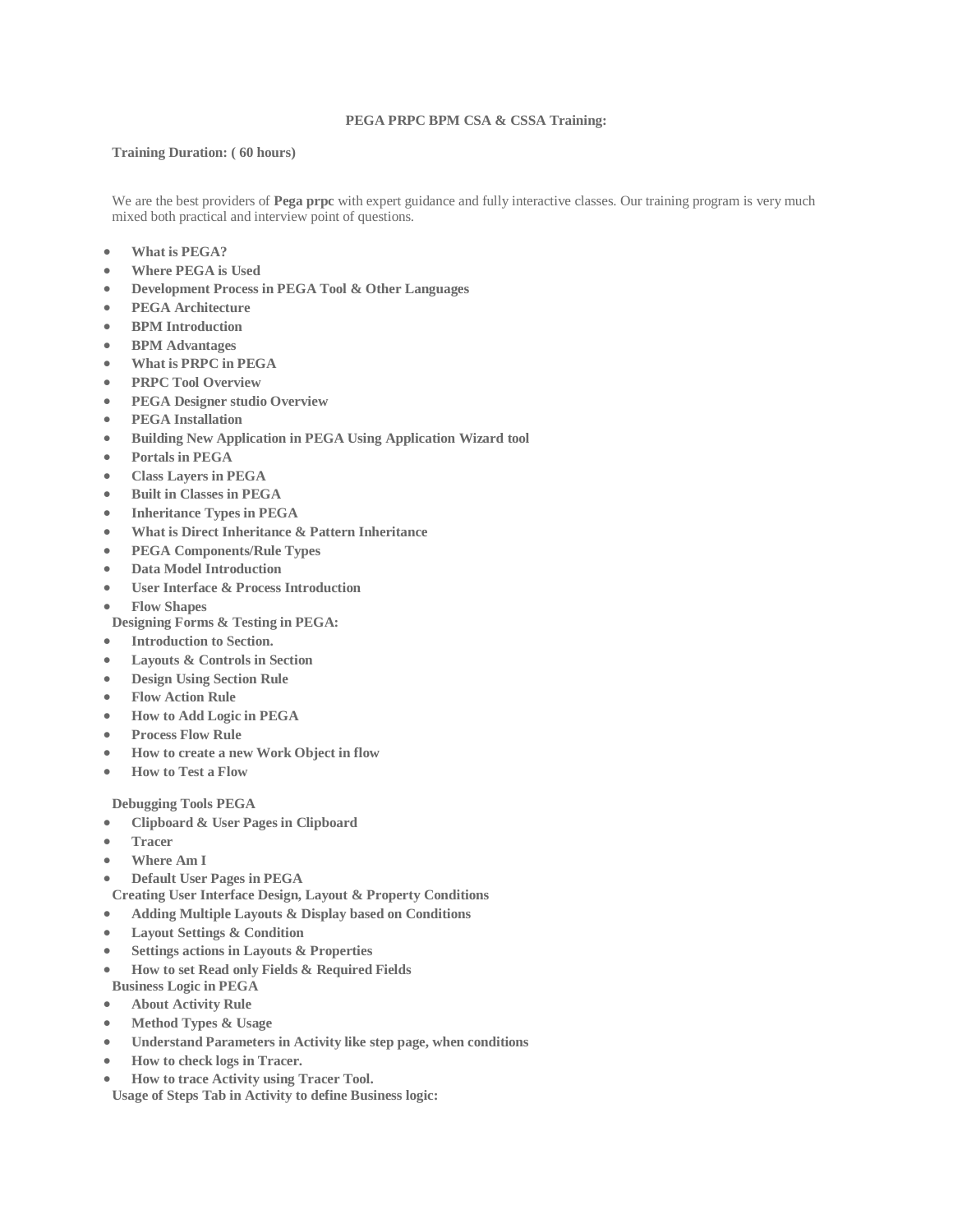# PEGA PRPC BPM CSA & CSSA Training:

**Training Duration: ( 60 hours)**

We are the best providers of **Pega prpc** with expert guidance and fully interactive classes. Our training program is very much mixed both practical and interview point of questions.

- **What is PEGA?**
- **Where PEGA is Used**
- **Development Process in PEGA Tool & Other Languages**
- **PEGA Architecture**
- **BPM Introduction**
- **BPM Advantages**
- **What is PRPC in PEGA**
- **PRPC Tool Overview**
- **PEGA Designer studio Overview**
- **PEGA Installation**
- **Building New Application in PEGA Using Application Wizard tool**
- **Portals in PEGA**
- **Class Layers in PEGA**
- **Built in Classes in PEGA**
- **Inheritance Types in PEGA**
- **What is Direct Inheritance & Pattern Inheritance**
- **PEGA Components/Rule Types**
- **Data Model Introduction**
- **User Interface & Process Introduction**
- **Flow Shapes**

**Designing Forms & Testing in PEGA:**

- **Introduction to Section.**
- **Layouts & Controls in Section**
- **Design Using Section Rule**
- **Flow Action Rule**
- **How to Add Logic in PEGA**
- **Process Flow Rule**
- **How to create a new Work Object in flow**
- **How to Test a Flow**

**Debugging Tools PEGA**

- **Clipboard & User Pages in Clipboard**
- **Tracer**
- **Where Am I**
- **Default User Pages in PEGA**

**Creating User Interface Design, Layout & Property Conditions**

- **Adding Multiple Layouts & Display based on Conditions**
- **Layout Settings & Condition**
- **Settings actions in Layouts & Properties**
- **How to set Read only Fields & Required Fields**

**Business Logic in PEGA**

- **About Activity Rule**
- **Method Types & Usage**
- **Understand Parameters in Activity like step page, when conditions**
- **How to check logs in Tracer.**
- **How to trace Activity using Tracer Tool.**

**Usage of Steps Tab in Activity to define Business logic:**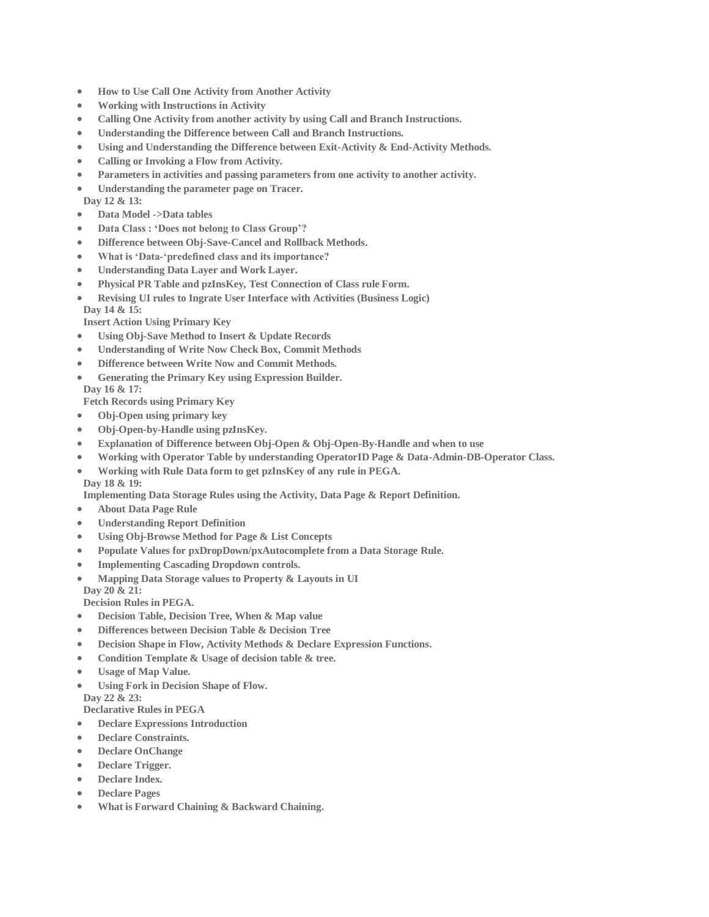- **How to Use Call One Activity from Another Activity**
- **Working with Instructions in Activity**
- **Calling One Activity from another activity by using Call and Branch Instructions.**
- **Understanding the Difference between Call and Branch Instructions.**
- **Using and Understanding the Difference between Exit-Activity & End-Activity Methods.**
- **Calling or Invoking a Flow from Activity.**
- **Parameters in activities and passing parameters from one activity to another activity.**
- **Understanding the parameter page on Tracer.**

**Day 12 & 13:**

- **Data Model ->Data tables**
- **Data Class : 'Does not belong to Class Group'?**
- **Difference between Obj-Save-Cancel and Rollback Methods.**
- **What is 'Data-'predefined class and its importance?**
- **Understanding Data Layer and Work Layer.**
- **Physical PR Table and pzInsKey, Test Connection of Class rule Form.**
- **Revising UI rules to Ingrate User Interface with Activities (Business Logic)**

**Day 14 & 15:**

**Insert Action Using Primary Key**

- **Using Obj-Save Method to Insert & Update Records**
- **Understanding of Write Now Check Box, Commit Methods**
- **Difference between Write Now and Commit Methods.**
- **Generating the Primary Key using Expression Builder.**

**Day 16 & 17:**

**Fetch Records using Primary Key**

- **Obj-Open using primary key**
- **Obj-Open-by-Handle using pzInsKey.**
- **Explanation of Difference between Obj-Open & Obj-Open-By-Handle and when to use**
- **Working with Operator Table by understanding OperatorID Page & Data-Admin-DB-Operator Class.**
- **Working with Rule Data form to get pzInsKey of any rule in PEGA.**

**Day 18 & 19:**

**Implementing Data Storage Rules using the Activity, Data Page & Report Definition.**

- **About Data Page Rule**
- **Understanding Report Definition**
- **Using Obj-Browse Method for Page & List Concepts**
- **Populate Values for pxDropDown/pxAutocomplete from a Data Storage Rule.**
- **Implementing Cascading Dropdown controls.**
- **Mapping Data Storage values to Property & Layouts in UI**

**Day 20 & 21:**

**Decision Rules in PEGA.**

- **Decision Table, Decision Tree, When & Map value**
- **Differences between Decision Table & Decision Tree**
- **Decision Shape in Flow, Activity Methods & Declare Expression Functions.**
- **Condition Template & Usage of decision table & tree.**
- **Usage of Map Value.**
- **Using Fork in Decision Shape of Flow.**

**Day 22 & 23:**

**Declarative Rules in PEGA**

- **Declare Expressions Introduction**
- **Declare Constraints.**
- **Declare OnChange**
- **Declare Trigger.**
- **Declare Index.**
- **Declare Pages**
- **What is Forward Chaining & Backward Chaining.**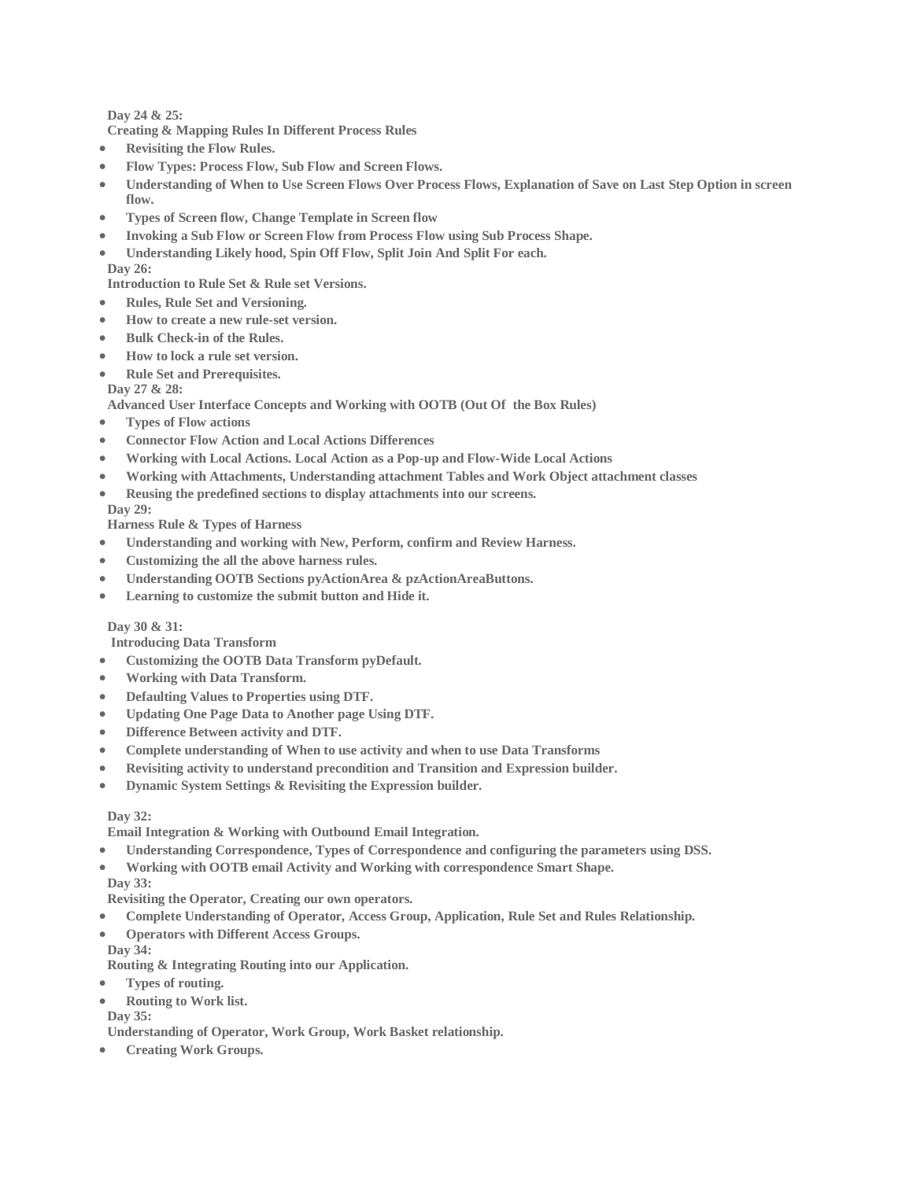**Day 24 & 25:**

**Creating & Mapping Rules In Different Process Rules**

- **Revisiting the Flow Rules.**
- **Flow Types: Process Flow, Sub Flow and Screen Flows.**
- **Understanding of When to Use Screen Flows Over Process Flows, Explanation of Save on Last Step Option in screen flow.**
- **Types of Screen flow, Change Template in Screen flow**
- **Invoking a Sub Flow or Screen Flow from Process Flow using Sub Process Shape.**
- **Understanding Likely hood, Spin Off Flow, Split Join And Split For each.**

**Day 26:**

**Introduction to Rule Set & Rule set Versions.**

- **Rules, Rule Set and Versioning.**
- **How to create a new rule-set version.**
- **Bulk Check-in of the Rules.**
- **How to lock a rule set version.**
- **Rule Set and Prerequisites.**

**Day 27 & 28:**

**Advanced User Interface Concepts and Working with OOTB (Out Of the Box Rules)**

- **Types of Flow actions**
- **Connector Flow Action and Local Actions Differences**
- **Working with Local Actions. Local Action as a Pop-up and Flow-Wide Local Actions**
- **Working with Attachments, Understanding attachment Tables and Work Object attachment classes**
- **Reusing the predefined sections to display attachments into our screens.**

**Day 29:**

**Harness Rule & Types of Harness**

- **Understanding and working with New, Perform, confirm and Review Harness.**
- **Customizing the all the above harness rules.**
- **Understanding OOTB Sections pyActionArea & pzActionAreaButtons.**
- **Learning to customize the submit button and Hide it.**

**Day 30 & 31:**

**Introducing Data Transform**

- **Customizing the OOTB Data Transform pyDefault.**
- **Working with Data Transform.**
- **Defaulting Values to Properties using DTF.**
- **Updating One Page Data to Another page Using DTF.**
- **Difference Between activity and DTF.**
- **Complete understanding of When to use activity and when to use Data Transforms**
- **Revisiting activity to understand precondition and Transition and Expression builder.**
- **Dynamic System Settings & Revisiting the Expression builder.**

**Day 32:**

**Email Integration & Working with Outbound Email Integration.**

- **Understanding Correspondence, Types of Correspondence and configuring the parameters using DSS.**
- **Working with OOTB email Activity and Working with correspondence Smart Shape.**

**Day 33:**

**Revisiting the Operator, Creating our own operators.**

- **Complete Understanding of Operator, Access Group, Application, Rule Set and Rules Relationship.**
- **Operators with Different Access Groups.**

**Day 34:**

**Routing & Integrating Routing into our Application.**

- **Types of routing.**
- **Routing to Work list.**

**Day 35:**

**Understanding of Operator, Work Group, Work Basket relationship.**

- **Creating Work Groups.**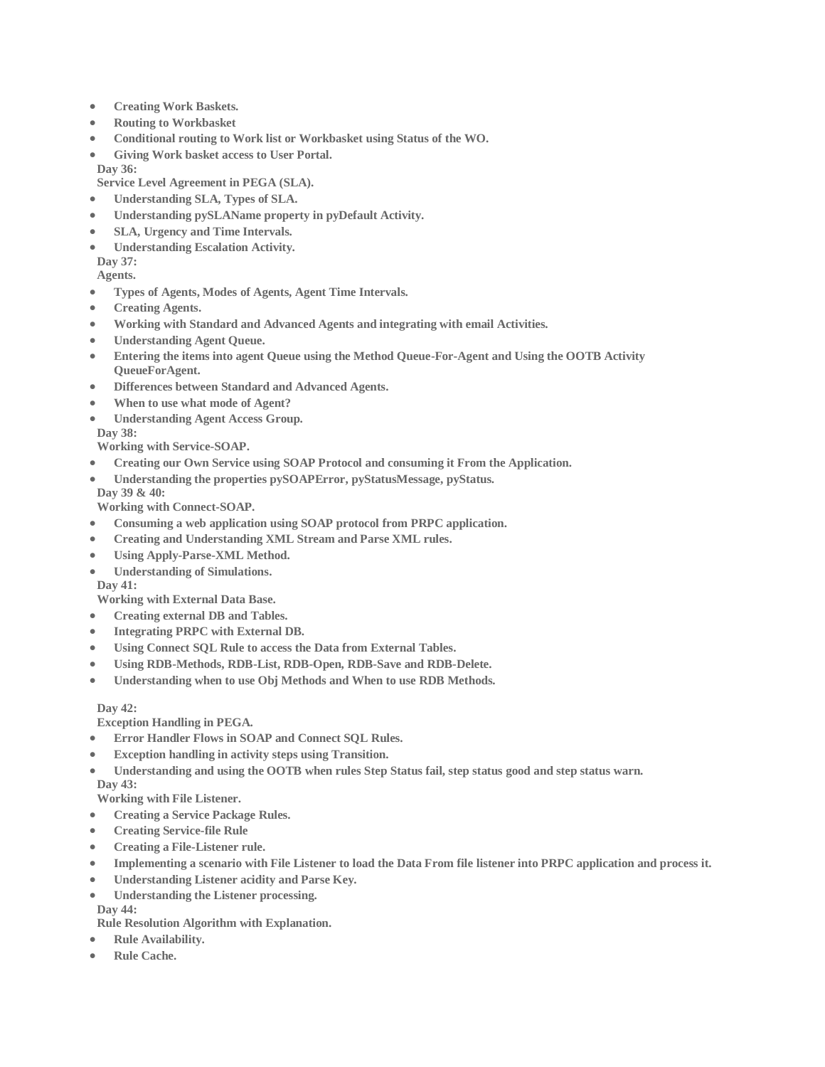- **Creating Work Baskets.**
- **Routing to Workbasket**
- **Conditional routing to Work list or Workbasket using Status of the WO.**
- **Giving Work basket access to User Portal.**

**Day 36:**

**Service Level Agreement in PEGA (SLA).**

- **Understanding SLA, Types of SLA.**
- **Understanding pySLAName property in pyDefault Activity.**
- **SLA, Urgency and Time Intervals.**
- **Understanding Escalation Activity.**

**Day 37:**

**Agents.**

- **Types of Agents, Modes of Agents, Agent Time Intervals.**
- **Creating Agents.**
- **Working with Standard and Advanced Agents and integrating with email Activities.**
- **Understanding Agent Queue.**
- **Entering the items into agent Queue using the Method Queue-For-Agent and Using the OOTB Activity QueueForAgent.**
- **Differences between Standard and Advanced Agents.**
- **When to use what mode of Agent?**
- **Understanding Agent Access Group.**

**Day 38:**

**Working with Service-SOAP.**

- **Creating our Own Service using SOAP Protocol and consuming it From the Application.**
- **Understanding the properties pySOAPError, pyStatusMessage, pyStatus.**

**Day 39 & 40:**

**Working with Connect-SOAP.**

- **Consuming a web application using SOAP protocol from PRPC application.**
- **Creating and Understanding XML Stream and Parse XML rules.**
- **Using Apply-Parse-XML Method.**
- **Understanding of Simulations.**

**Day 41:**

**Working with External Data Base.**

- **Creating external DB and Tables.**
- **Integrating PRPC with External DB.**
- **Using Connect SQL Rule to access the Data from External Tables.**
- **Using RDB-Methods, RDB-List, RDB-Open, RDB-Save and RDB-Delete.**
- **Understanding when to use Obj Methods and When to use RDB Methods.**

**Day 42:**

**Exception Handling in PEGA.**

- **Error Handler Flows in SOAP and Connect SQL Rules.**
- **Exception handling in activity steps using Transition.**
- **Understanding and using the OOTB when rules Step Status fail, step status good and step status warn.**

**Day 43:**

**Working with File Listener.**

- **Creating a Service Package Rules.**
- **Creating Service-file Rule**
- **Creating a File-Listener rule.**
- **Implementing a scenario with File Listener to load the Data From file listener into PRPC application and process it.**
- **Understanding Listener acidity and Parse Key.**
- **Understanding the Listener processing.**

**Day 44:**

**Rule Resolution Algorithm with Explanation.**

- **Rule Availability.**
- **Rule Cache.**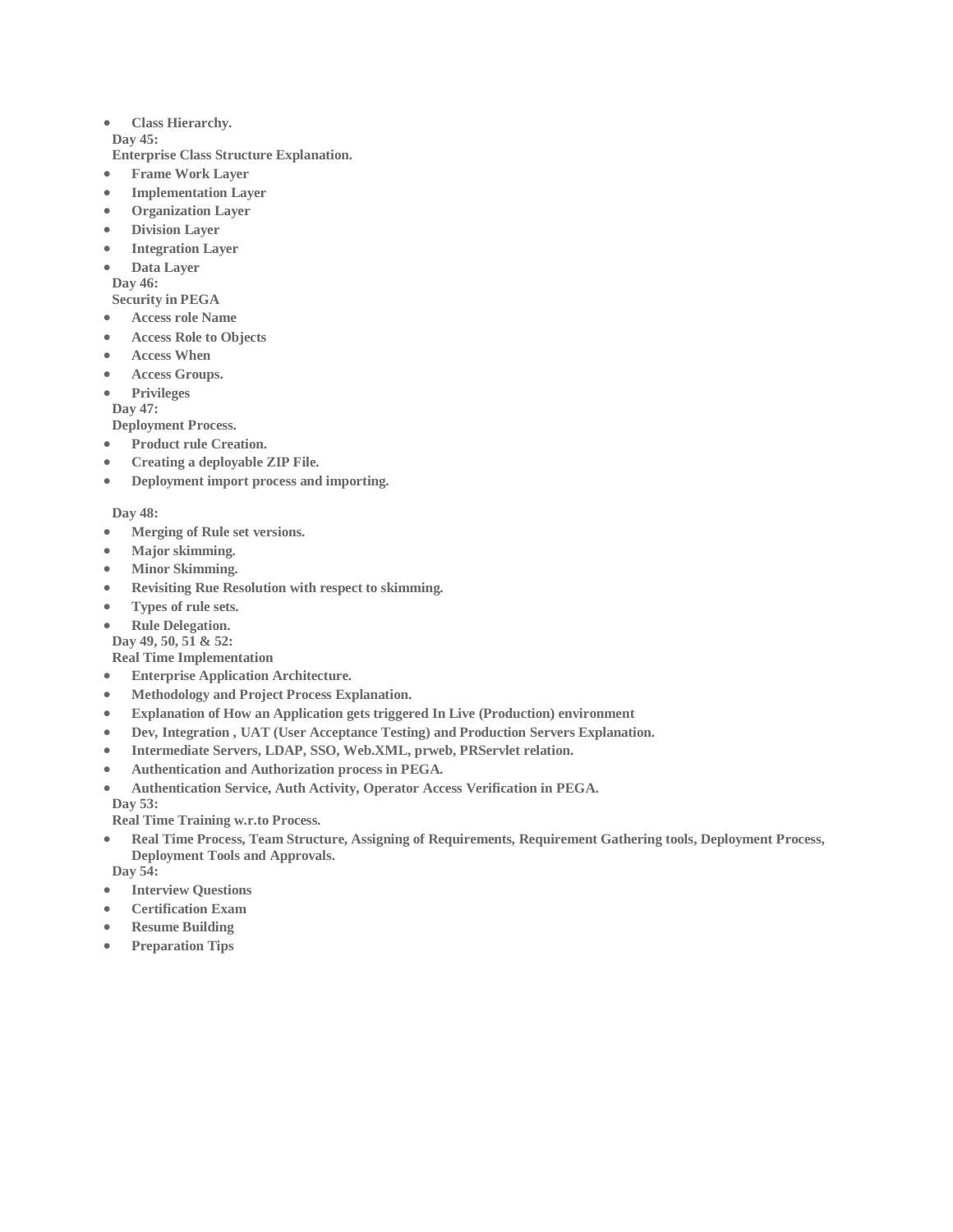- **Class Hierarchy.**

**Day 45:**

**Enterprise Class Structure Explanation.**

- **Frame Work Layer**
- **Implementation Layer**
- **Organization Layer**
- **Division Layer**
- **Integration Layer**
- **Data Layer**

**Day 46:**

**Security in PEGA**

- **Access role Name**
- **Access Role to Objects**
- **Access When**
- **Access Groups.**
- **Privileges**

**Day 47:**

**Deployment Process.**

- **Product rule Creation.**
- **Creating a deployable ZIP File.**
- **Deployment import process and importing.**

**Day 48:**

- **Merging of Rule set versions.**
- **Major skimming.**
- **Minor Skimming.**
- **Revisiting Rue Resolution with respect to skimming.**
- **Types of rule sets.**
- **Rule Delegation.**

**Day 49, 50, 51 & 52:**

**Real Time Implementation**

- **Enterprise Application Architecture.**
- **Methodology and Project Process Explanation.**
- **Explanation of How an Application gets triggered In Live (Production) environment**
- **Dev, Integration , UAT (User Acceptance Testing) and Production Servers Explanation.**
- **Intermediate Servers, LDAP, SSO, Web.XML, prweb, PRServlet relation.**
- **Authentication and Authorization process in PEGA.**
- **Authentication Service, Auth Activity, Operator Access Verification in PEGA.**

**Day 53:**

**Real Time Training w.r.to Process.**

- **Real Time Process, Team Structure, Assigning of Requirements, Requirement Gathering tools, Deployment Process, Deployment Tools and Approvals.**

**Day 54:**

- **Interview Questions**
- **Certification Exam**
- **Resume Building**
- **Preparation Tips**